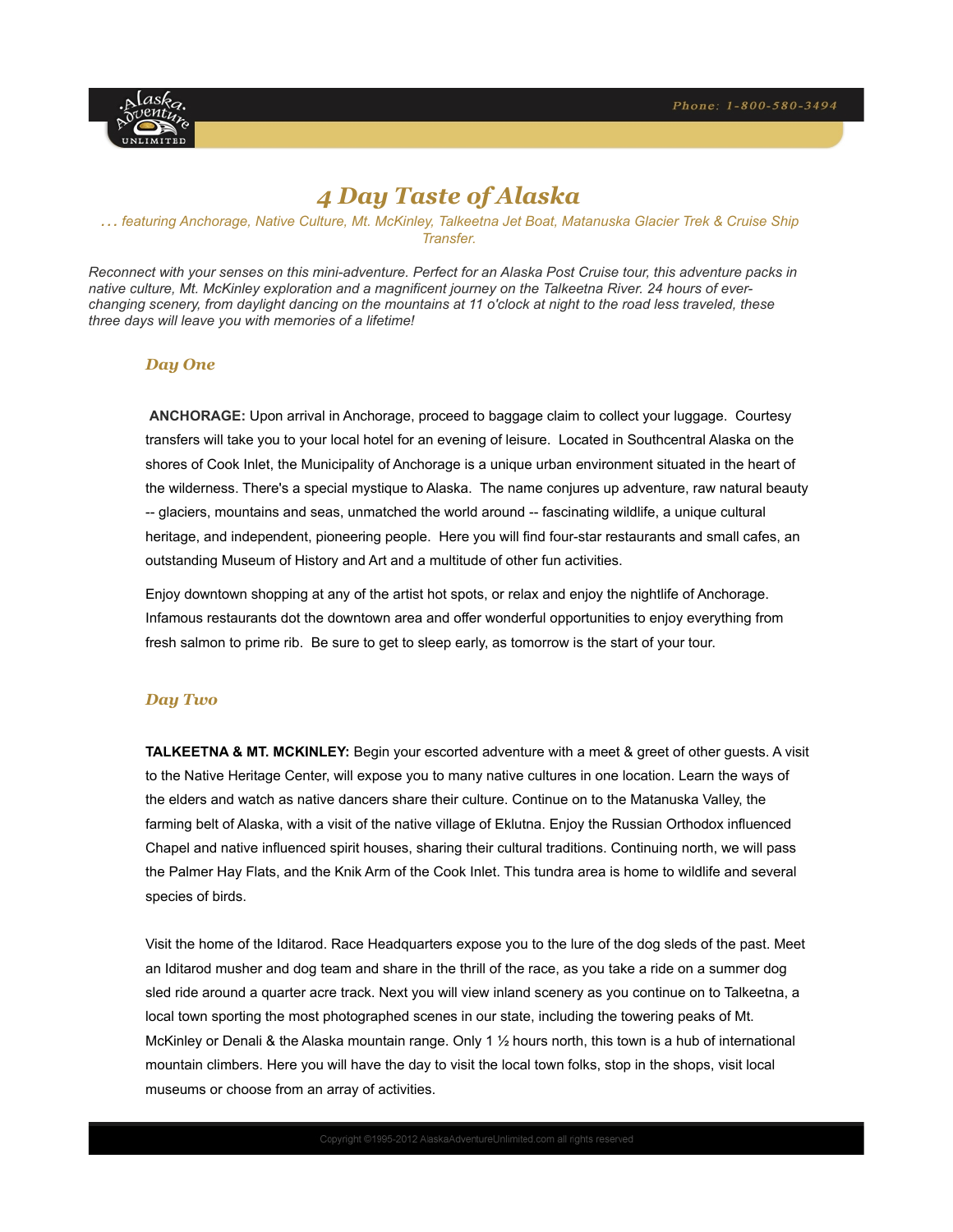# 4 Day Taste of Alaska

*... featuring Anchorage, Native Culture, Mt. McKinley, Talkeetna Jet Boat, Matanuska Glacier Trek & Cruise Ship Transfer.*

*Reconnect with your senses on this mini-adventure. Perfect for an Alaska Post Cruise tour, this adventure packs in native culture, Mt. McKinley exploration and a magnificent journey on the Talkeetna River. 24 hours of ever-changing scenery, from daylight dancing on the mountains at 11 o'clock at night to the road less traveled, these three days will leave you with memories of a lifetime!*

## Day One

**ANCHORAGE:** Upon arrival in Anchorage, proceed to baggage claim to collect your luggage. Courtesy transfers will take you to your local hotel for an evening of leisure. Located in Southcentral Alaska on the shores of Cook Inlet, the Municipality of Anchorage is a unique urban environment situated in the heart of the wilderness. There's a special mystique to Alaska. The name conjures up adventure, raw natural beauty -- glaciers, mountains and seas, unmatched the world around -- fascinating wildlife, a unique cultural heritage, and independent, pioneering people. Here you will find four-star restaurants and small cafes, an outstanding Museum of History and Art and a multitude of other fun activities.

Enjoy downtown shopping at any of the artist hot spots, or relax and enjoy the nightlife of Anchorage. Infamous restaurants dot the downtown area and offer wonderful opportunities to enjoy everything from fresh salmon to prime rib. Be sure to get to sleep early, as tomorrow is the start of your tour.

## Day Two

**TALKEETNA & MT. MCKINLEY:** Begin your escorted adventure with a meet & greet of other guests. A visit to the Native Heritage Center, will expose you to many native cultures in one location. Learn the ways of the elders and watch as native dancers share their culture. Continue on to the Matanuska Valley, the farming belt of Alaska, with a visit of the native village of Eklutna. Enjoy the Russian Orthodox influenced Chapel and native influenced spirit houses, sharing their cultural traditions. Continuing north, we will pass the Palmer Hay Flats, and the Knik Arm of the Cook Inlet. This tundra area is home to wildlife and several species of birds.

Visit the home of the Iditarod. Race Headquarters expose you to the lure of the dog sleds of the past. Meet an Iditarod musher and dog team and share in the thrill of the race, as you take a ride on a summer dog sled ride around a quarter acre track. Next you will view inland scenery as you continue on to Talkeetna, a local town sporting the most photographed scenes in our state, including the towering peaks of Mt. McKinley or Denali & the Alaska mountain range. Only 1 ½ hours north, this town is a hub of international mountain climbers. Here you will have the day to visit the local town folks, stop in the shops, visit local museums or choose from an array of activities.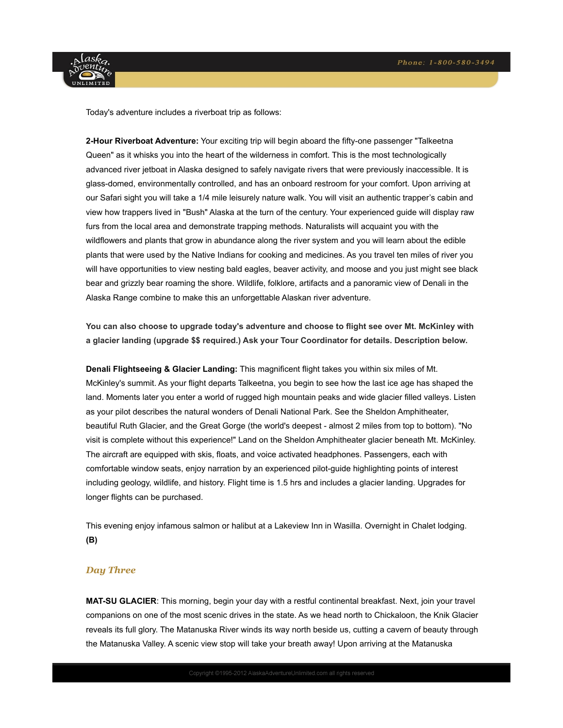Today's adventure includes a riverboat trip as follows:

**2-Hour Riverboat Adventure:** Your exciting trip will begin aboard the fifty-one passenger "Talkeetna Queen" as it whisks you into the heart of the wilderness in comfort. This is the most technologically advanced river jetboat in Alaska designed to safely navigate rivers that were previously inaccessible. It is glass-domed, environmentally controlled, and has an onboard restroom for your comfort. Upon arriving at our Safari sight you will take a 1/4 mile leisurely nature walk. You will visit an authentic trapper's cabin and view how trappers lived in "Bush" Alaska at the turn of the century. Your experienced guide will display raw furs from the local area and demonstrate trapping methods. Naturalists will acquaint you with the wildflowers and plants that grow in abundance along the river system and you will learn about the edible plants that were used by the Native Indians for cooking and medicines. As you travel ten miles of river you will have opportunities to view nesting bald eagles, beaver activity, and moose and you just might see black bear and grizzly bear roaming the shore. Wildlife, folklore, artifacts and a panoramic view of Denali in the Alaska Range combine to make this an unforgettable Alaskan river adventure.

**You can also choose to upgrade today's adventure and choose to flight see over Mt. McKinley with a glacier landing (upgrade $$ required.) Ask your Tour Coordinator for details. Description below.**

**Denali Flightseeing & Glacier Landing:** This magnificent flight takes you within six miles of Mt. McKinley's summit. As your flight departs Talkeetna, you begin to see how the last ice age has shaped the land. Moments later you enter a world of rugged high mountain peaks and wide glacier filled valleys. Listen as your pilot describes the natural wonders of Denali National Park. See the Sheldon Amphitheater, beautiful Ruth Glacier, and the Great Gorge (the world's deepest - almost 2 miles from top to bottom). "No visit is complete without this experience!" Land on the Sheldon Amphitheater glacier beneath Mt. McKinley. The aircraft are equipped with skis, floats, and voice activated headphones. Passengers, each with comfortable window seats, enjoy narration by an experienced pilot-guide highlighting points of interest including geology, wildlife, and history. Flight time is 1.5 hrs and includes a glacier landing. Upgrades for longer flights can be purchased.

This evening enjoy infamous salmon or halibut at a Lakeview Inn in Wasilla. Overnight in Chalet lodging. **(B)**

### *Day Three*

**MAT-SU GLACIER**: This morning, begin your day with a restful continental breakfast. Next, join your travel companions on one of the most scenic drives in the state. As we head north to Chickaloon, the Knik Glacier reveals its full glory. The Matanuska River winds its way north beside us, cutting a cavern of beauty through the Matanuska Valley. A scenic view stop will take your breath away! Upon arriving at the Matanuska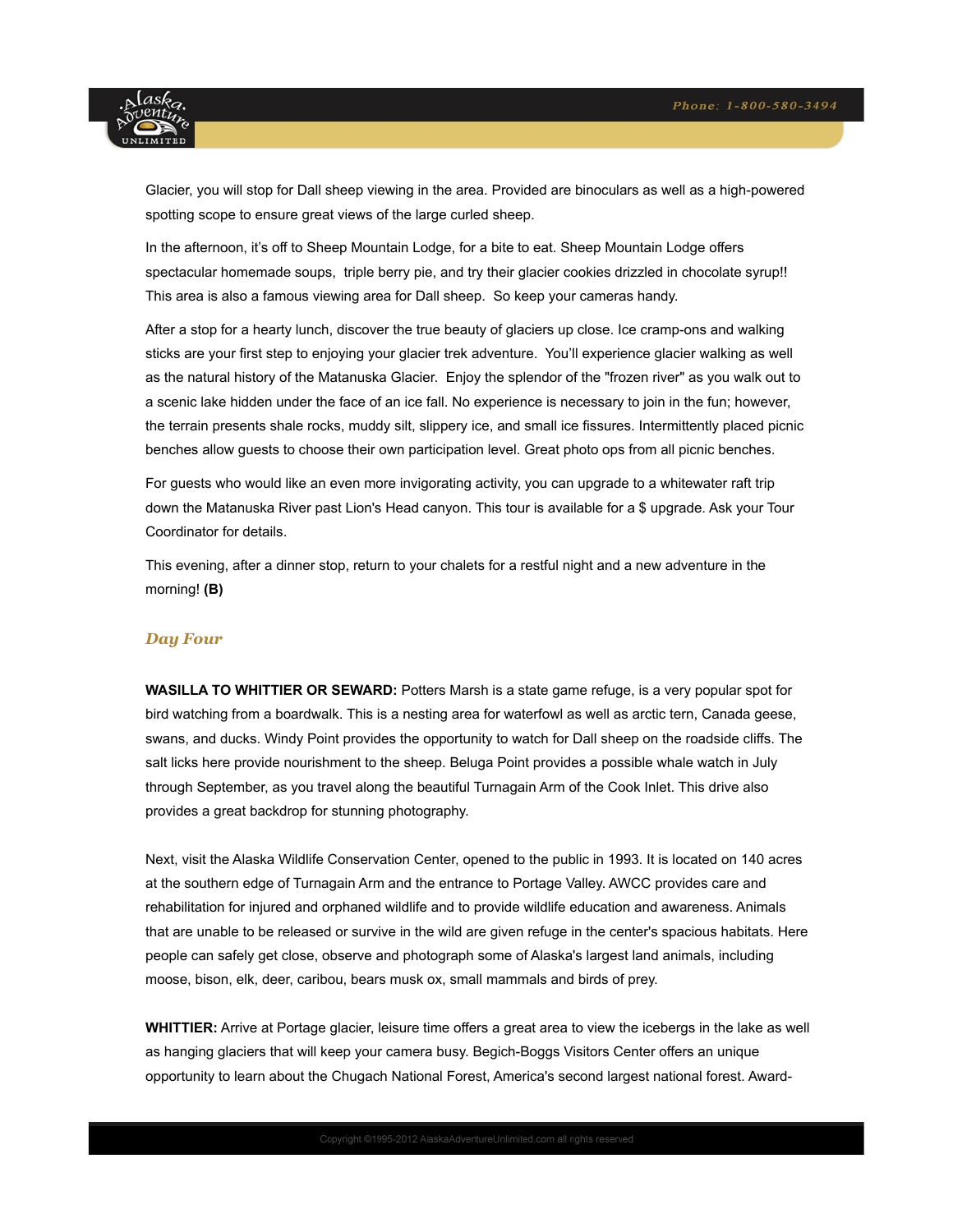Glacier, you will stop for Dall sheep viewing in the area. Provided are binoculars as well as a high-powered spotting scope to ensure great views of the large curled sheep.

In the afternoon, it's off to Sheep Mountain Lodge, for a bite to eat. Sheep Mountain Lodge offers spectacular homemade soups,  triple berry pie, and try their glacier cookies drizzled in chocolate syrup!! This area is also a famous viewing area for Dall sheep.  So keep your cameras handy.

After a stop for a hearty lunch, discover the true beauty of glaciers up close. Ice cramp-ons and walking sticks are your first step to enjoying your glacier trek adventure.  You'll experience glacier walking as well as the natural history of the Matanuska Glacier.  Enjoy the splendor of the "frozen river" as you walk out to a scenic lake hidden under the face of an ice fall. No experience is necessary to join in the fun; however, the terrain presents shale rocks, muddy silt, slippery ice, and small ice fissures. Intermittently placed picnic benches allow guests to choose their own participation level. Great photo ops from all picnic benches.

For guests who would like an even more invigorating activity, you can upgrade to a whitewater raft trip down the Matanuska River past Lion's Head canyon. This tour is available for a $ upgrade. Ask your Tour Coordinator for details.

This evening, after a dinner stop, return to your chalets for a restful night and a new adventure in the morning! **(B)**

## *Day Four*

**WASILLA TO WHITTIER OR SEWARD:** Potters Marsh is a state game refuge, is a very popular spot for bird watching from a boardwalk. This is a nesting area for waterfowl as well as arctic tern, Canada geese, swans, and ducks. Windy Point provides the opportunity to watch for Dall sheep on the roadside cliffs. The salt licks here provide nourishment to the sheep. Beluga Point provides a possible whale watch in July through September, as you travel along the beautiful Turnagain Arm of the Cook Inlet. This drive also provides a great backdrop for stunning photography.

Next, visit the Alaska Wildlife Conservation Center, opened to the public in 1993. It is located on 140 acres at the southern edge of Turnagain Arm and the entrance to Portage Valley. AWCC provides care and rehabilitation for injured and orphaned wildlife and to provide wildlife education and awareness. Animals that are unable to be released or survive in the wild are given refuge in the center's spacious habitats. Here people can safely get close, observe and photograph some of Alaska's largest land animals, including moose, bison, elk, deer, caribou, bears musk ox, small mammals and birds of prey.

**WHITTIER:** Arrive at Portage glacier, leisure time offers a great area to view the icebergs in the lake as well as hanging glaciers that will keep your camera busy. Begich-Boggs Visitors Center offers an unique opportunity to learn about the Chugach National Forest, America's second largest national forest. Award-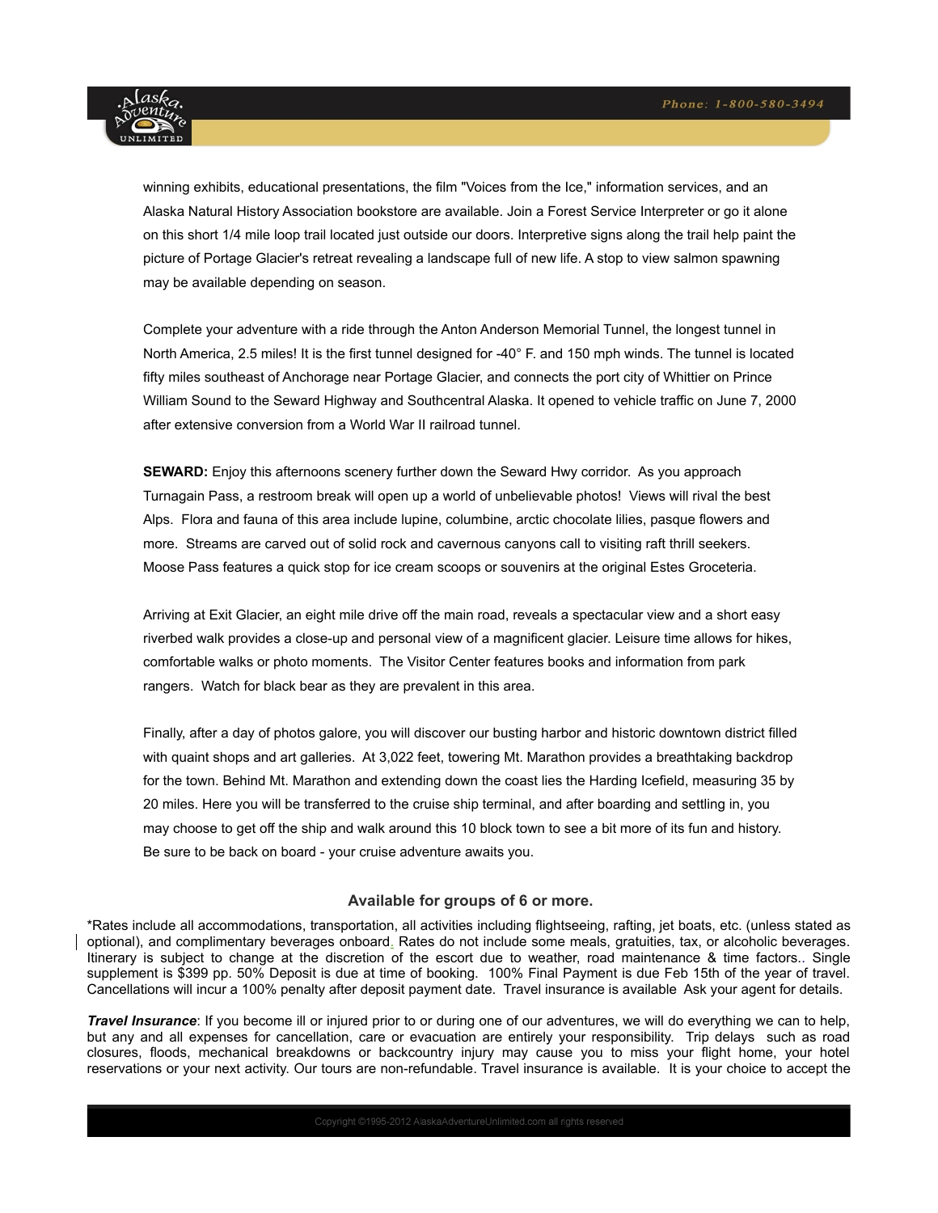winning exhibits, educational presentations, the film "Voices from the Ice," information services, and an Alaska Natural History Association bookstore are available. Join a Forest Service Interpreter or go it alone on this short 1/4 mile loop trail located just outside our doors. Interpretive signs along the trail help paint the picture of Portage Glacier's retreat revealing a landscape full of new life. A stop to view salmon spawning may be available depending on season.

Complete your adventure with a ride through the Anton Anderson Memorial Tunnel, the longest tunnel in North America, 2.5 miles! It is the first tunnel designed for -40° F. and 150 mph winds. The tunnel is located fifty miles southeast of Anchorage near Portage Glacier, and connects the port city of Whittier on Prince William Sound to the Seward Highway and Southcentral Alaska. It opened to vehicle traffic on June 7, 2000 after extensive conversion from a World War II railroad tunnel.

**SEWARD:** Enjoy this afternoons scenery further down the Seward Hwy corridor. As you approach Turnagain Pass, a restroom break will open up a world of unbelievable photos! Views will rival the best Alps. Flora and fauna of this area include lupine, columbine, arctic chocolate lilies, pasque flowers and more. Streams are carved out of solid rock and cavernous canyons call to visiting raft thrill seekers. Moose Pass features a quick stop for ice cream scoops or souvenirs at the original Estes Groceteria.

Arriving at Exit Glacier, an eight mile drive off the main road, reveals a spectacular view and a short easy riverbed walk provides a close-up and personal view of a magnificent glacier. Leisure time allows for hikes, comfortable walks or photo moments. The Visitor Center features books and information from park rangers. Watch for black bear as they are prevalent in this area.

Finally, after a day of photos galore, you will discover our busting harbor and historic downtown district filled with quaint shops and art galleries. At 3,022 feet, towering Mt. Marathon provides a breathtaking backdrop for the town. Behind Mt. Marathon and extending down the coast lies the Harding Icefield, measuring 35 by 20 miles. Here you will be transferred to the cruise ship terminal, and after boarding and settling in, you may choose to get off the ship and walk around this 10 block town to see a bit more of its fun and history. Be sure to be back on board - your cruise adventure awaits you.

### Available for groups of 6 or more.

*Rates include all accommodations, transportation, all activities including flightseeing, rafting, jet boats, etc. (unless stated as optional), and complimentary beverages onboard. Rates do not include some meals, gratuities, tax, or alcoholic beverages. Itinerary is subject to change at the discretion of the escort due to weather, road maintenance & time factors.. Single supplement is $399 pp. 50% Deposit is due at time of booking. 100% Final Payment is due Feb 15th of the year of travel. Cancellations will incur a 100% penalty after deposit payment date. Travel insurance is available Ask your agent for details.

***Travel Insurance***: If you become ill or injured prior to or during one of our adventures, we will do everything we can to help, but any and all expenses for cancellation, care or evacuation are entirely your responsibility. Trip delays such as road closures, floods, mechanical breakdowns or backcountry injury may cause you to miss your flight home, your hotel reservations or your next activity. Our tours are non-refundable. Travel insurance is available. It is your choice to accept the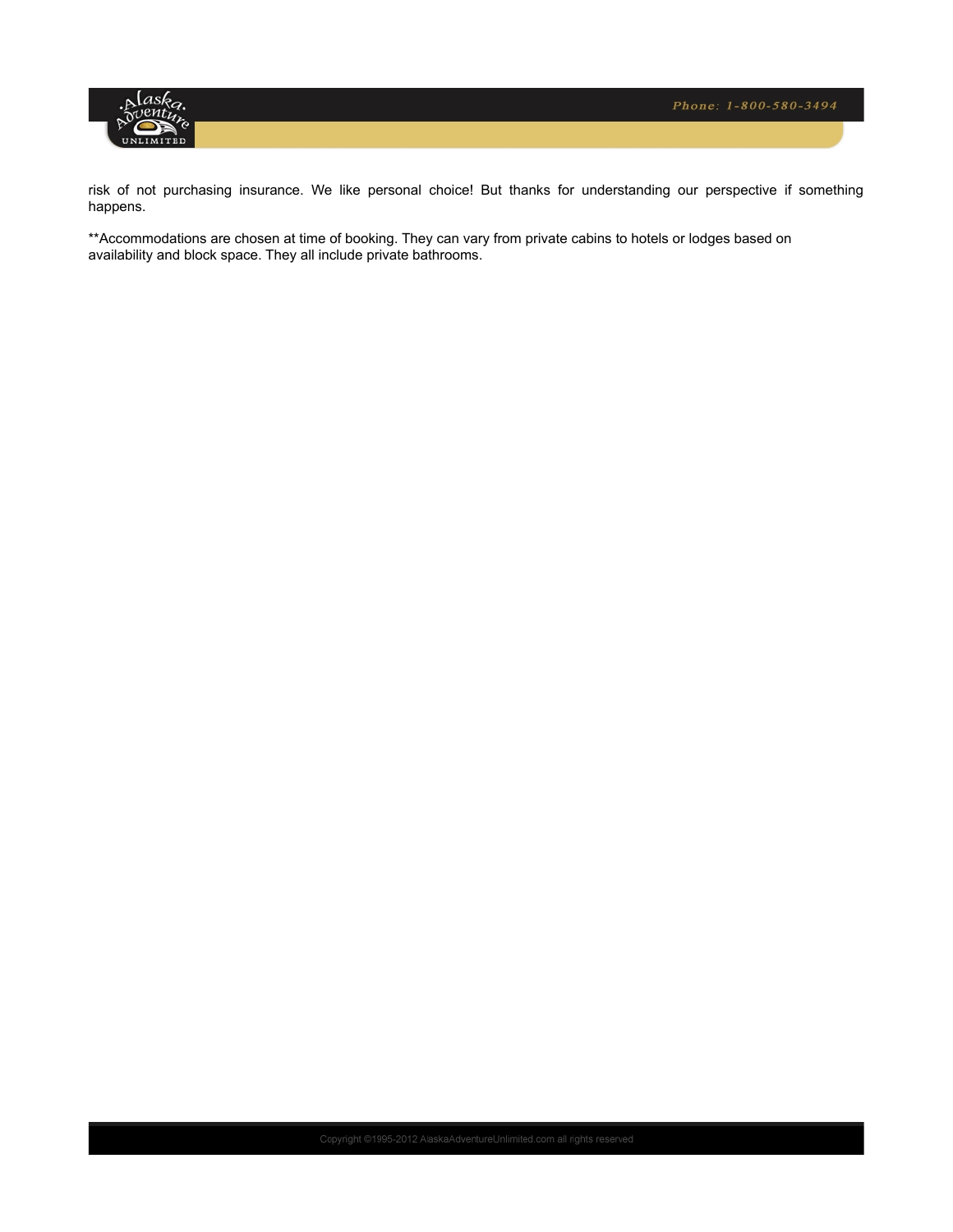risk of not purchasing insurance. We like personal choice! But thanks for understanding our perspective if something happens.

**Accommodations are chosen at time of booking. They can vary from private cabins to hotels or lodges based on availability and block space. They all include private bathrooms.